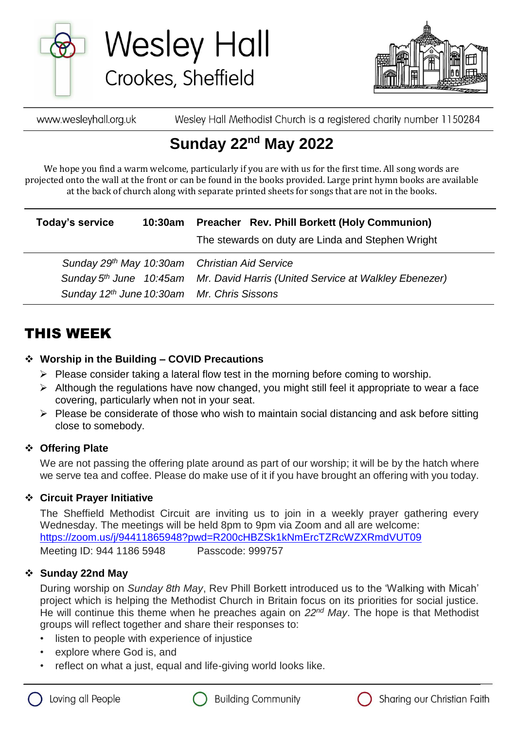# Wesley Hall

## Crookes, Sheffield

www.wesleyhall.org.uk Wesley Hall Methodist Church is a registered charity number 1150284

## Sunday 22nd May 2022

We hope you find a warm welcome, particularly if you are with us for the first time. All song words are projected onto the wall at the front or can be found in the books provided. Large print hymn books are available at the back of church along with separate printed sheets for songs that are not in the books.

| **Today's service** | **10:30am** | **Preacher Rev. Phill Borkett (Holy Communion)** |
|---|---|---|
| | | The stewards on duty are Linda and Stephen Wright |
| *Sunday 29th May* | *10:30am* | *Christian Aid Service* |
| *Sunday 5th June* | *10:45am* | *Mr. David Harris (United Service at Walkley Ebenezer)* |
| *Sunday 12th June* | *10:30am* | *Mr. Chris Sissons* |

## THIS WEEK

### Worship in the Building – COVID Precautions

- Please consider taking a lateral flow test in the morning before coming to worship.
- Although the regulations have now changed, you might still feel it appropriate to wear a face covering, particularly when not in your seat.
- Please be considerate of those who wish to maintain social distancing and ask before sitting close to somebody.

### Offering Plate

We are not passing the offering plate around as part of our worship; it will be by the hatch where we serve tea and coffee. Please do make use of it if you have brought an offering with you today.

### Circuit Prayer Initiative

The Sheffield Methodist Circuit are inviting us to join in a weekly prayer gathering every Wednesday. The meetings will be held 8pm to 9pm via Zoom and all are welcome:
https://zoom.us/j/94411865948?pwd=R200cHBZSk1kNmErcTZRcWZXRmdVUT09
Meeting ID: 944 1186 5948 Passcode: 999757

### Sunday 22nd May

During worship on *Sunday 8th May*, Rev Phill Borkett introduced us to the 'Walking with Micah' project which is helping the Methodist Church in Britain focus on its priorities for social justice. He will continue this theme when he preaches again on *22nd May*. The hope is that Methodist groups will reflect together and share their responses to:

- listen to people with experience of injustice
- explore where God is, and
- reflect on what a just, equal and life-giving world looks like.

Loving all People Building Community Sharing our Christian Faith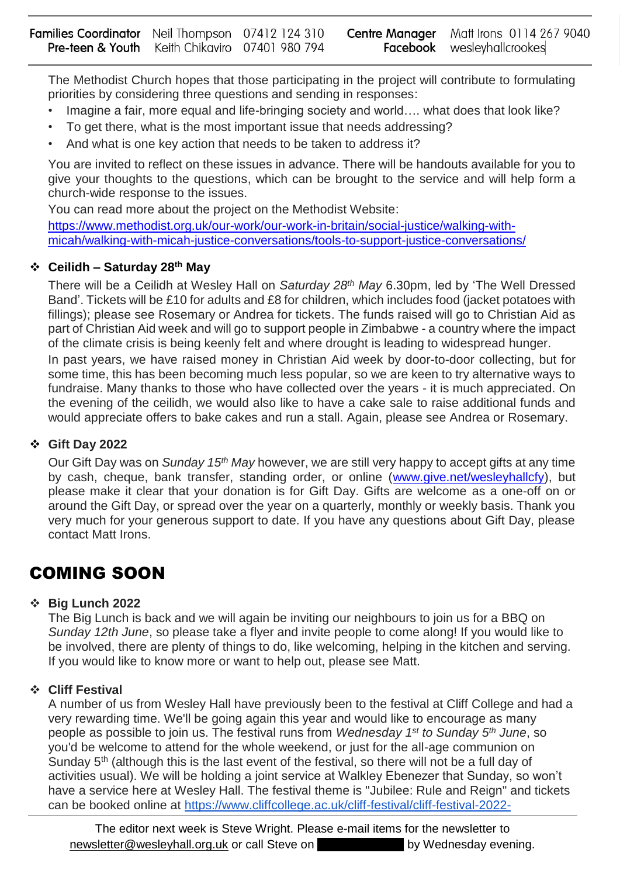The Methodist Church hopes that those participating in the project will contribute to formulating priorities by considering three questions and sending in responses:

- Imagine a fair, more equal and life-bringing society and world…. what does that look like?
- To get there, what is the most important issue that needs addressing?
- And what is one key action that needs to be taken to address it?

You are invited to reflect on these issues in advance. There will be handouts available for you to give your thoughts to the questions, which can be brought to the service and will help form a church-wide response to the issues.

You can read more about the project on the Methodist Website: https://www.methodist.org.uk/our-work/our-work-in-britain/social-justice/walking-with-micah/walking-with-micah-justice-conversations/tools-to-support-justice-conversations/

- **Ceilidh – Saturday 28th May**

There will be a Ceilidh at Wesley Hall on *Saturday 28th May* 6.30pm, led by 'The Well Dressed Band'. Tickets will be £10 for adults and £8 for children, which includes food (jacket potatoes with fillings); please see Rosemary or Andrea for tickets. The funds raised will go to Christian Aid as part of Christian Aid week and will go to support people in Zimbabwe - a country where the impact of the climate crisis is being keenly felt and where drought is leading to widespread hunger.

In past years, we have raised money in Christian Aid week by door-to-door collecting, but for some time, this has been becoming much less popular, so we are keen to try alternative ways to fundraise. Many thanks to those who have collected over the years - it is much appreciated. On the evening of the ceilidh, we would also like to have a cake sale to raise additional funds and would appreciate offers to bake cakes and run a stall. Again, please see Andrea or Rosemary.

- **Gift Day 2022**

Our Gift Day was on *Sunday 15th May* however, we are still very happy to accept gifts at any time by cash, cheque, bank transfer, standing order, or online (www.give.net/wesleyhallcfy), but please make it clear that your donation is for Gift Day. Gifts are welcome as a one-off on or around the Gift Day, or spread over the year on a quarterly, monthly or weekly basis. Thank you very much for your generous support to date. If you have any questions about Gift Day, please contact Matt Irons.

## COMING SOON

- **Big Lunch 2022**

The Big Lunch is back and we will again be inviting our neighbours to join us for a BBQ on *Sunday 12th June*, so please take a flyer and invite people to come along! If you would like to be involved, there are plenty of things to do, like welcoming, helping in the kitchen and serving. If you would like to know more or want to help out, please see Matt.

- **Cliff Festival**

A number of us from Wesley Hall have previously been to the festival at Cliff College and had a very rewarding time. We'll be going again this year and would like to encourage as many people as possible to join us. The festival runs from *Wednesday 1st to Sunday 5th June*, so you'd be welcome to attend for the whole weekend, or just for the all-age communion on Sunday 5th (although this is the last event of the festival, so there will not be a full day of activities usual). We will be holding a joint service at Walkley Ebenezer that Sunday, so won't have a service here at Wesley Hall. The festival theme is "Jubilee: Rule and Reign" and tickets can be booked online at https://www.cliffcollege.ac.uk/cliff-festival/cliff-festival-2022-

The editor next week is Steve Wright. Please e-mail items for the newsletter to newsletter@wesleyhall.org.uk or call Steve on [redacted] by Wednesday evening.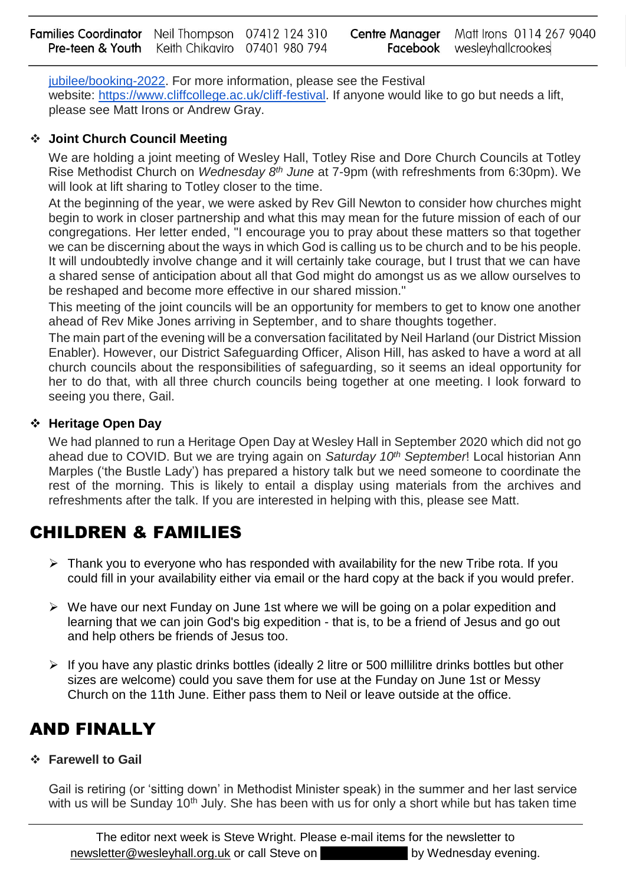[jubilee/booking-2022](jubilee/booking-2022). For more information, please see the Festival website: [https://www.cliffcollege.ac.uk/cliff-festival](https://www.cliffcollege.ac.uk/cliff-festival). If anyone would like to go but needs a lift, please see Matt Irons or Andrew Gray.

- **Joint Church Council Meeting**

  We are holding a joint meeting of Wesley Hall, Totley Rise and Dore Church Councils at Totley Rise Methodist Church on *Wednesday 8th June* at 7-9pm (with refreshments from 6:30pm). We will look at lift sharing to Totley closer to the time.

  At the beginning of the year, we were asked by Rev Gill Newton to consider how churches might begin to work in closer partnership and what this may mean for the future mission of each of our congregations. Her letter ended, "I encourage you to pray about these matters so that together we can be discerning about the ways in which God is calling us to be church and to be his people. It will undoubtedly involve change and it will certainly take courage, but I trust that we can have a shared sense of anticipation about all that God might do amongst us as we allow ourselves to be reshaped and become more effective in our shared mission."

  This meeting of the joint councils will be an opportunity for members to get to know one another ahead of Rev Mike Jones arriving in September, and to share thoughts together.

  The main part of the evening will be a conversation facilitated by Neil Harland (our District Mission Enabler). However, our District Safeguarding Officer, Alison Hill, has asked to have a word at all church councils about the responsibilities of safeguarding, so it seems an ideal opportunity for her to do that, with all three church councils being together at one meeting. I look forward to seeing you there, Gail.

- **Heritage Open Day**

  We had planned to run a Heritage Open Day at Wesley Hall in September 2020 which did not go ahead due to COVID. But we are trying again on *Saturday 10th September*! Local historian Ann Marples ('the Bustle Lady') has prepared a history talk but we need someone to coordinate the rest of the morning. This is likely to entail a display using materials from the archives and refreshments after the talk. If you are interested in helping with this, please see Matt.

# CHILDREN & FAMILIES

- Thank you to everyone who has responded with availability for the new Tribe rota. If you could fill in your availability either via email or the hard copy at the back if you would prefer.

- We have our next Funday on June 1st where we will be going on a polar expedition and learning that we can join God's big expedition - that is, to be a friend of Jesus and go out and help others be friends of Jesus too.

- If you have any plastic drinks bottles (ideally 2 litre or 500 millilitre drinks bottles but other sizes are welcome) could you save them for use at the Funday on June 1st or Messy Church on the 11th June. Either pass them to Neil or leave outside at the office.

# AND FINALLY

- **Farewell to Gail**

  Gail is retiring (or 'sitting down' in Methodist Minister speak) in the summer and her last service with us will be Sunday 10th July. She has been with us for only a short while but has taken time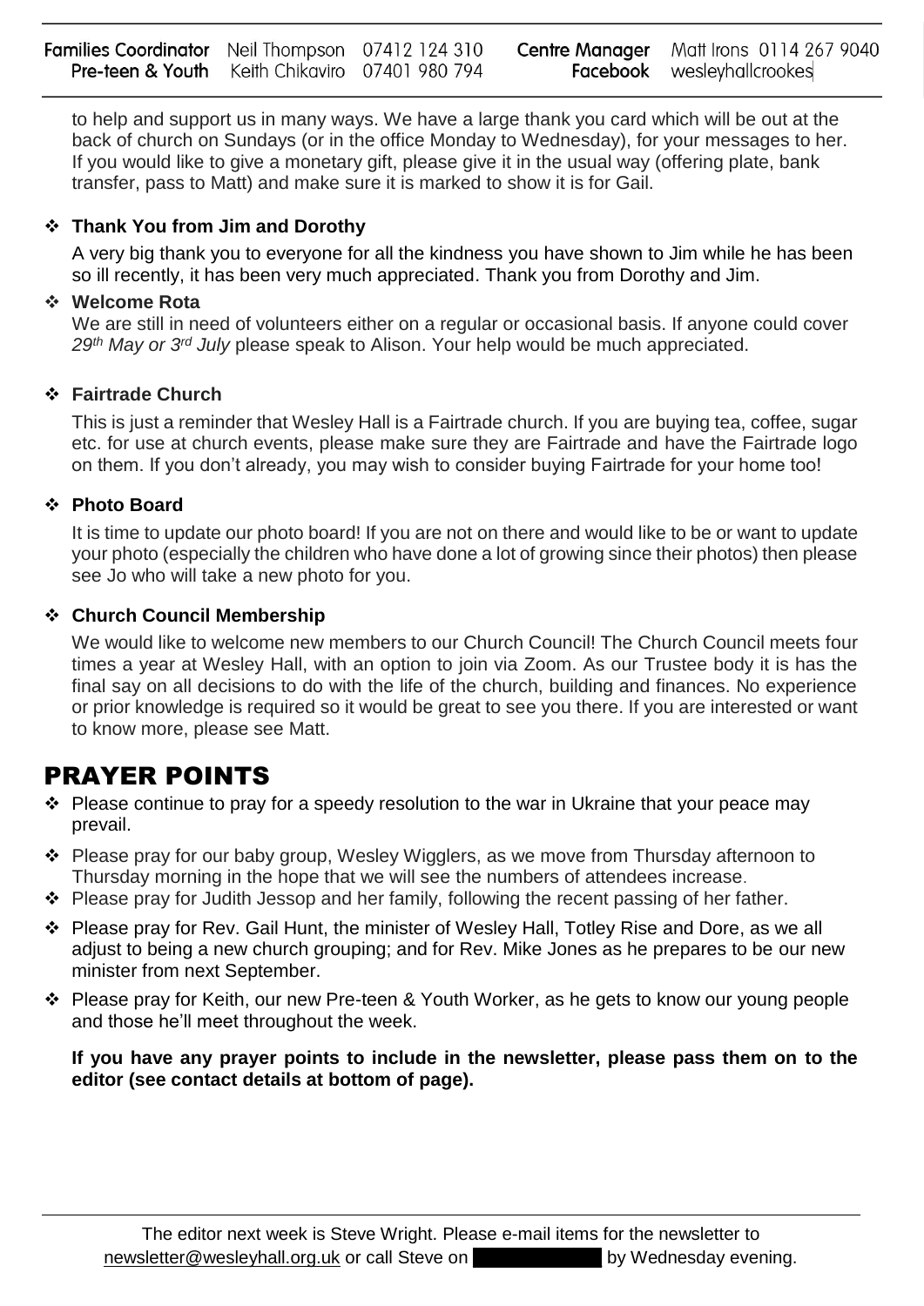to help and support us in many ways. We have a large thank you card which will be out at the back of church on Sundays (or in the office Monday to Wednesday), for your messages to her. If you would like to give a monetary gift, please give it in the usual way (offering plate, bank transfer, pass to Matt) and make sure it is marked to show it is for Gail.

- **Thank You from Jim and Dorothy**

  A very big thank you to everyone for all the kindness you have shown to Jim while he has been so ill recently, it has been very much appreciated. Thank you from Dorothy and Jim.

- **Welcome Rota**

  We are still in need of volunteers either on a regular or occasional basis. If anyone could cover *29th May or 3rd July* please speak to Alison. Your help would be much appreciated.

- **Fairtrade Church**

  This is just a reminder that Wesley Hall is a Fairtrade church. If you are buying tea, coffee, sugar etc. for use at church events, please make sure they are Fairtrade and have the Fairtrade logo on them. If you don't already, you may wish to consider buying Fairtrade for your home too!

- **Photo Board**

  It is time to update our photo board! If you are not on there and would like to be or want to update your photo (especially the children who have done a lot of growing since their photos) then please see Jo who will take a new photo for you.

- **Church Council Membership**

  We would like to welcome new members to our Church Council! The Church Council meets four times a year at Wesley Hall, with an option to join via Zoom. As our Trustee body it is has the final say on all decisions to do with the life of the church, building and finances. No experience or prior knowledge is required so it would be great to see you there. If you are interested or want to know more, please see Matt.

# PRAYER POINTS

- Please continue to pray for a speedy resolution to the war in Ukraine that your peace may prevail.
- Please pray for our baby group, Wesley Wigglers, as we move from Thursday afternoon to Thursday morning in the hope that we will see the numbers of attendees increase.
- Please pray for Judith Jessop and her family, following the recent passing of her father.
- Please pray for Rev. Gail Hunt, the minister of Wesley Hall, Totley Rise and Dore, as we all adjust to being a new church grouping; and for Rev. Mike Jones as he prepares to be our new minister from next September.
- Please pray for Keith, our new Pre-teen & Youth Worker, as he gets to know our young people and those he'll meet throughout the week.

**If you have any prayer points to include in the newsletter, please pass them on to the editor (see contact details at bottom of page).**

The editor next week is Steve Wright. Please e-mail items for the newsletter to newsletter@wesleyhall.org.uk or call Steve on [redacted] by Wednesday evening.